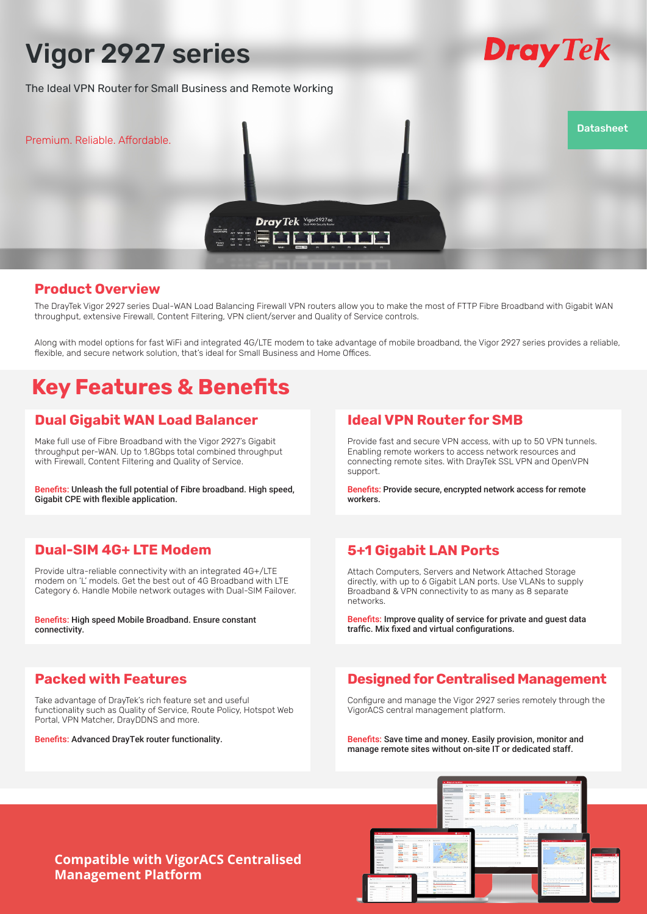# Vigor 2927 series

The Ideal VPN Router for Small Business and Remote Working

DrayTek

Premium. Reliable. Affordable.

Datasheet

## Product Overview

The DrayTek Vigor 2927 series Dual-WAN Load Balancing Firewall VPN routers allow you to make the most of FTTP Fibre Broadband with Gigabit WAN throughput, extensive Firewall, Content Filtering, VPN client/server and Quality of Service controls.

Along with model options for fast WiFi and integrated 4G/LTE modem to take advantage of mobile broadband, the Vigor 2927 series provides a reliable, flexible, and secure network solution, that's ideal for Small Business and Home Offices.

# Key Features & Benefits

### Dual Gigabit WAN Load Balancer

Make full use of Fibre Broadband with the Vigor 2927's Gigabit throughput per-WAN. Up to 1.8Gbps total combined throughput with Firewall, Content Filtering and Quality of Service.

Benefits: **Unleash the full potential of Fibre broadband. High speed, Gigabit CPE with flexible application.**

### Ideal VPN Router for SMB

Provide fast and secure VPN access, with up to 50 VPN tunnels. Enabling remote workers to access network resources and connecting remote sites. With DrayTek SSL VPN and OpenVPN support.

Benefits: **Provide secure, encrypted network access for remote workers.**

### Dual-SIM 4G+ LTE Modem

Provide ultra-reliable connectivity with an integrated 4G+/LTE modem on 'L' models. Get the best out of 4G Broadband with LTE Category 6. Handle Mobile network outages with Dual-SIM Failover.

Benefits: **High speed Mobile Broadband. Ensure constant connectivity.**

### 5+1 Gigabit LAN Ports

Attach Computers, Servers and Network Attached Storage directly, with up to 6 Gigabit LAN ports. Use VLANs to supply Broadband & VPN connectivity to as many as 8 separate networks.

Benefits: **Improve quality of service for private and guest data traffic. Mix fixed and virtual configurations.**

### Packed with Features

Take advantage of DrayTek's rich feature set and useful functionality such as Quality of Service, Route Policy, Hotspot Web Portal, VPN Matcher, DrayDDNS and more.

Benefits: **Advanced DrayTek router functionality.**

### Designed for Centralised Management

Configure and manage the Vigor 2927 series remotely through the VigorACS central management platform.

Benefits: **Save time and money. Easily provision, monitor and manage remote sites without on-site IT or dedicated staff.**

**Compatible with VigorACS Centralised Management Platform**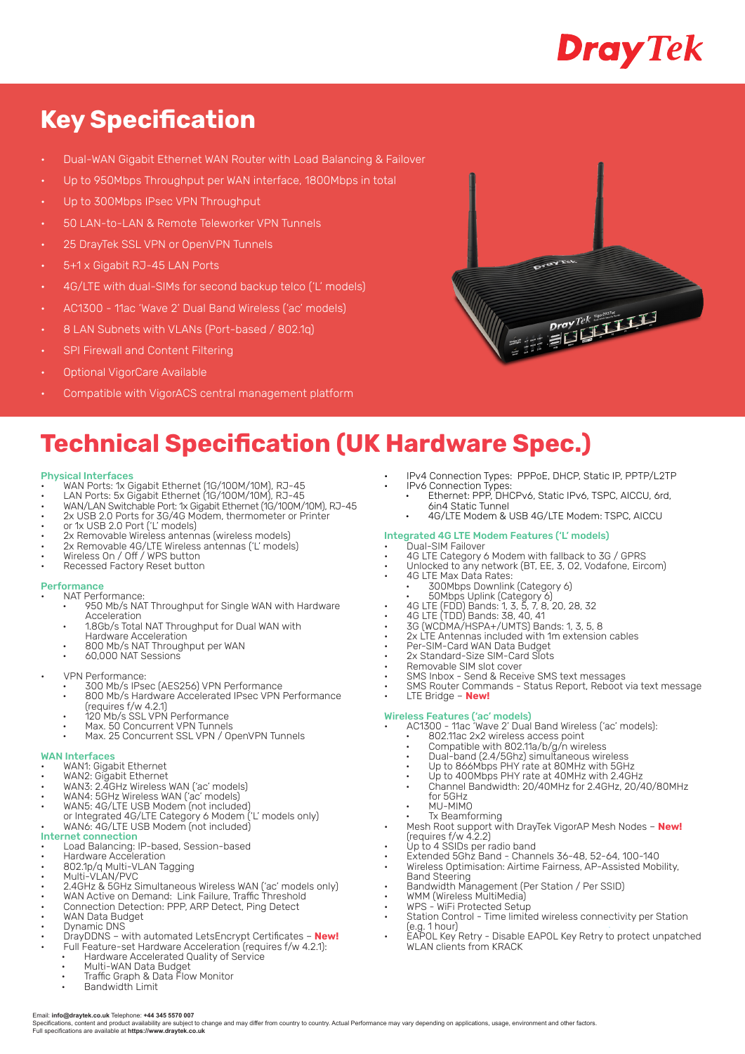# Key Specification

- Dual-WAN Gigabit Ethernet WAN Router with Load Balancing & Failover
- Up to 950Mbps Throughput per WAN interface, 1800Mbps in total
- Up to 300Mbps IPsec VPN Throughput
- 50 LAN-to-LAN & Remote Teleworker VPN Tunnels
- 25 DrayTek SSL VPN or OpenVPN Tunnels
- 5+1 x Gigabit RJ-45 LAN Ports
- 4G/LTE with dual-SIMs for second backup telco ('L' models)
- AC1300 - 11ac 'Wave 2' Dual Band Wireless ('ac' models)
- 8 LAN Subnets with VLANs (Port-based / 802.1q)
- SPI Firewall and Content Filtering
- Optional VigorCare Available
- Compatible with VigorACS central management platform

# Technical Specification (UK Hardware Spec.)

### Physical Interfaces

- WAN Ports: 1x Gigabit Ethernet (1G/100M/10M), RJ-45
- LAN Ports: 5x Gigabit Ethernet (1G/100M/10M), RJ-45
- WAN/LAN Switchable Port: 1x Gigabit Ethernet (1G/100M/10M), RJ-45
- 2x USB 2.0 Ports for 3G/4G Modem, thermometer or Printer
- or 1x USB 2.0 Port ('L' models)
- 2x Removable Wireless antennas (wireless models)
- 2x Removable 4G/LTE Wireless antennas ('L' models)
- Wireless On / Off / WPS button
- Recessed Factory Reset button

### Performance

- NAT Performance:
  - 950 Mb/s NAT Throughput for Single WAN with Hardware Acceleration
  - 1.8Gb/s Total NAT Throughput for Dual WAN with Hardware Acceleration
  - 800 Mb/s NAT Throughput per WAN
  - 60,000 NAT Sessions
- VPN Performance:
  - 300 Mb/s IPsec (AES256) VPN Performance
  - 800 Mb/s Hardware Accelerated IPsec VPN Performance (requires f/w 4.2.1)
  - 120 Mb/s SSL VPN Performance
  - Max. 50 Concurrent VPN Tunnels
  - Max. 25 Concurrent SSL VPN / OpenVPN Tunnels

### WAN Interfaces

- WAN1: Gigabit Ethernet
- WAN2: Gigabit Ethernet
- WAN3: 2.4GHz Wireless WAN ('ac' models)
- WAN4: 5GHz Wireless WAN ('ac' models)
- WAN5: 4G/LTE USB Modem (not included) or Integrated 4G/LTE Category 6 Modem ('L' models only)
- WAN6: 4G/LTE USB Modem (not included)

### Internet connection

- Load Balancing: IP-based, Session-based
- Hardware Acceleration
- 802.1p/q Multi-VLAN Tagging
- Multi-VLAN/PVC
- 2.4GHz & 5GHz Simultaneous Wireless WAN ('ac' models only)
- WAN Active on Demand: Link Failure, Traffic Threshold
- Connection Detection: PPP, ARP Detect, Ping Detect
- WAN Data Budget
- Dynamic DNS
- DrayDDNS – with automated LetsEncrypt Certificates – **New!**
- Full Feature-set Hardware Acceleration (requires f/w 4.2.1):
  - Hardware Accelerated Quality of Service
  - Multi-WAN Data Budget
  - Traffic Graph & Data Flow Monitor
  - Bandwidth Limit
- IPv4 Connection Types: PPPoE, DHCP, Static IP, PPTP/L2TP
- IPv6 Connection Types:
  - Ethernet: PPP, DHCPv6, Static IPv6, TSPC, AICCU, 6rd, 6in4 Static Tunnel
  - 4G/LTE Modem & USB 4G/LTE Modem: TSPC, AICCU

### Integrated 4G LTE Modem Features ('L' models)

- Dual-SIM Failover
- 4G LTE Category 6 Modem with fallback to 3G / GPRS
- Unlocked to any network (BT, EE, 3, O2, Vodafone, Eircom)
- 4G LTE Max Data Rates:
  - 300Mbps Downlink (Category 6)
  - 50Mbps Uplink (Category 6)
- 4G LTE (FDD) Bands: 1, 3, 5, 7, 8, 20, 28, 32
- 4G LTE (TDD) Bands: 38, 40, 41
- 3G (WCDMA/HSPA+/UMTS) Bands: 1, 3, 5, 8
- 2x LTE Antennas included with 1m extension cables
- Per-SIM-Card WAN Data Budget
- 2x Standard-Size SIM-Card Slots
- Removable SIM slot cover
- SMS Inbox - Send & Receive SMS text messages
- SMS Router Commands - Status Report, Reboot via text message
- LTE Bridge – **New!**

### Wireless Features ('ac' models)

- AC1300 - 11ac 'Wave 2' Dual Band Wireless ('ac' models):
  - 802.11ac 2x2 wireless access point
  - Compatible with 802.11a/b/g/n wireless
  - Dual-band (2.4/5Ghz) simultaneous wireless
  - Up to 866Mbps PHY rate at 80MHz with 5GHz
  - Up to 400Mbps PHY rate at 40MHz with 2.4GHz
  - Channel Bandwidth: 20/40MHz for 2.4GHz, 20/40/80MHz for 5GHz
  - MU-MIMO
  - Tx Beamforming
- Mesh Root support with DrayTek VigorAP Mesh Nodes – **New!** (requires f/w 4.2.2)
- Up to 4 SSIDs per radio band
- Extended 5Ghz Band - Channels 36-48, 52-64, 100-140
- Wireless Optimisation: Airtime Fairness, AP-Assisted Mobility, Band Steering
- Bandwidth Management (Per Station / Per SSID)
- WMM (Wireless MultiMedia)
- WPS - WiFi Protected Setup
- Station Control - Time limited wireless connectivity per Station (e.g. 1 hour)
- EAPOL Key Retry - Disable EAPOL Key Retry to protect unpatched WLAN clients from KRACK

Email: **info@draytek.co.uk** Telephone: **+44 345 5570 007**
Specifications, content and product availability are subject to change and may differ from country to country. Actual Performance may vary depending on applications, usage, environment and other factors.
Full specifications are available at **https://www.draytek.co.uk**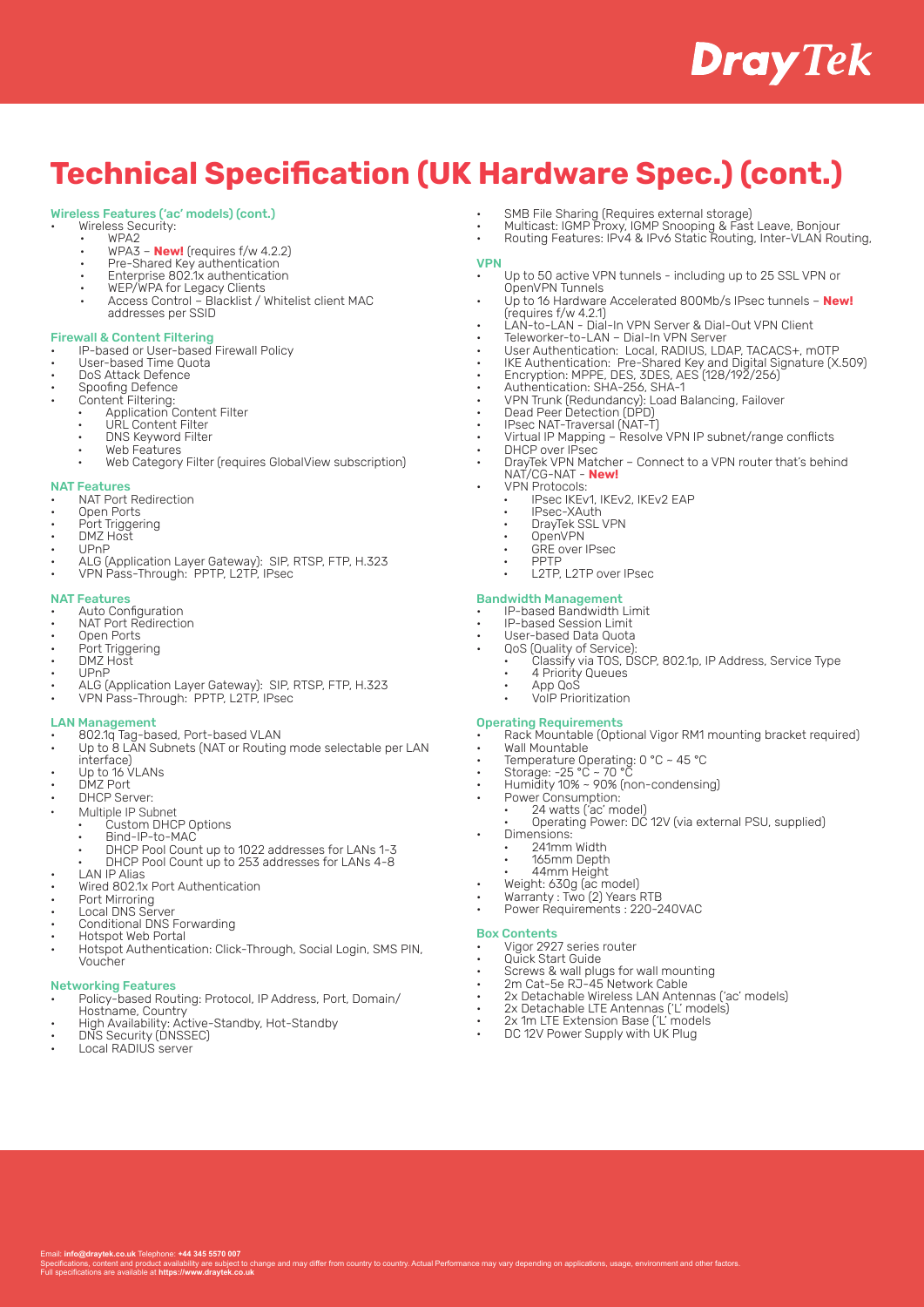# Technical Specification (UK Hardware Spec.) (cont.)

### Wireless Features ('ac' models) (cont.)

- Wireless Security:
  - WPA2
  - WPA3 – **New!** (requires f/w 4.2.2)
  - Pre-Shared Key authentication
  - Enterprise 802.1x authentication
  - WEP/WPA for Legacy Clients
  - Access Control – Blacklist / Whitelist client MAC addresses per SSID

### Firewall & Content Filtering

- IP-based or User-based Firewall Policy
- User-based Time Quota
- DoS Attack Defence
- Spoofing Defence
- Content Filtering:
  - Application Content Filter
  - URL Content Filter
  - DNS Keyword Filter
  - Web Features
  - Web Category Filter (requires GlobalView subscription)

### NAT Features

- NAT Port Redirection
- Open Ports
- Port Triggering
- DMZ Host
- UPnP
- ALG (Application Layer Gateway): SIP, RTSP, FTP, H.323
- VPN Pass-Through: PPTP, L2TP, IPsec

### NAT Features

- Auto Configuration
- NAT Port Redirection
- Open Ports
- Port Triggering
- DMZ Host
- UPnP
- ALG (Application Layer Gateway): SIP, RTSP, FTP, H.323
- VPN Pass-Through: PPTP, L2TP, IPsec

### LAN Management

- 802.1q Tag-based, Port-based VLAN
- Up to 8 LAN Subnets (NAT or Routing mode selectable per LAN interface)
- Up to 16 VLANs
- DMZ Port
- DHCP Server:
- Multiple IP Subnet
  - Custom DHCP Options
  - Bind-IP-to-MAC
  - DHCP Pool Count up to 1022 addresses for LANs 1-3
  - DHCP Pool Count up to 253 addresses for LANs 4-8
- LAN IP Alias
- Wired 802.1x Port Authentication
- Port Mirroring
- Local DNS Server
- Conditional DNS Forwarding
- Hotspot Web Portal
- Hotspot Authentication: Click-Through, Social Login, SMS PIN, Voucher

### Networking Features

- Policy-based Routing: Protocol, IP Address, Port, Domain/Hostname, Country
- High Availability: Active-Standby, Hot-Standby
- DNS Security (DNSSEC)
- Local RADIUS server
- SMB File Sharing (Requires external storage)
- Multicast: IGMP Proxy, IGMP Snooping & Fast Leave, Bonjour
- Routing Features: IPv4 & IPv6 Static Routing, Inter-VLAN Routing,

### VPN

- Up to 50 active VPN tunnels - including up to 25 SSL VPN or OpenVPN Tunnels
- Up to 16 Hardware Accelerated 800Mb/s IPsec tunnels – **New!** (requires f/w 4.2.1)
- LAN-to-LAN - Dial-In VPN Server & Dial-Out VPN Client
- Teleworker-to-LAN – Dial-In VPN Server
- User Authentication: Local, RADIUS, LDAP, TACACS+, mOTP
- IKE Authentication: Pre-Shared Key and Digital Signature (X.509)
- Encryption: MPPE, DES, 3DES, AES (128/192/256)
- Authentication: SHA-256, SHA-1
- VPN Trunk (Redundancy): Load Balancing, Failover
- Dead Peer Detection (DPD)
- IPsec NAT-Traversal (NAT-T)
- Virtual IP Mapping – Resolve VPN IP subnet/range conflicts
- DHCP over IPsec
- DrayTek VPN Matcher – Connect to a VPN router that's behind NAT/CG-NAT - **New!**
- VPN Protocols:
  - IPsec IKEv1, IKEv2, IKEv2 EAP
  - IPsec-XAuth
  - DrayTek SSL VPN
  - OpenVPN
  - GRE over IPsec
  - PPTP
  - L2TP, L2TP over IPsec

### Bandwidth Management

- IP-based Bandwidth Limit
- IP-based Session Limit
- User-based Data Quota
- QoS (Quality of Service):
  - Classify via TOS, DSCP, 802.1p, IP Address, Service Type
  - 4 Priority Queues
  - App QoS
  - VoIP Prioritization

### Operating Requirements

- Rack Mountable (Optional Vigor RM1 mounting bracket required)
- Wall Mountable
- Temperature Operating: 0 °C ~ 45 °C
- Storage: -25 °C ~ 70 °C
- Humidity 10% ~ 90% (non-condensing)
- Power Consumption:
  - 24 watts ('ac' model)
  - Operating Power: DC 12V (via external PSU, supplied)
- Dimensions:
  - 241mm Width
  - 165mm Depth
  - 44mm Height
- Weight: 630g (ac model)
- Warranty : Two (2) Years RTB
- Power Requirements : 220-240VAC

### Box Contents

- Vigor 2927 series router
- Quick Start Guide
- Screws & wall plugs for wall mounting
- 2m Cat-5e RJ-45 Network Cable
- 2x Detachable Wireless LAN Antennas ('ac' models)
- 2x Detachable LTE Antennas ('L' models)
- 2x 1m LTE Extension Base ('L' models
- DC 12V Power Supply with UK Plug

Email: **info@draytek.co.uk** Telephone: **+44 345 5570 007**
Specifications, content and product availability are subject to change and may differ from country to country. Actual Performance may vary depending on applications, usage, environment and other factors.
Full specifications are available at **https://www.draytek.co.uk**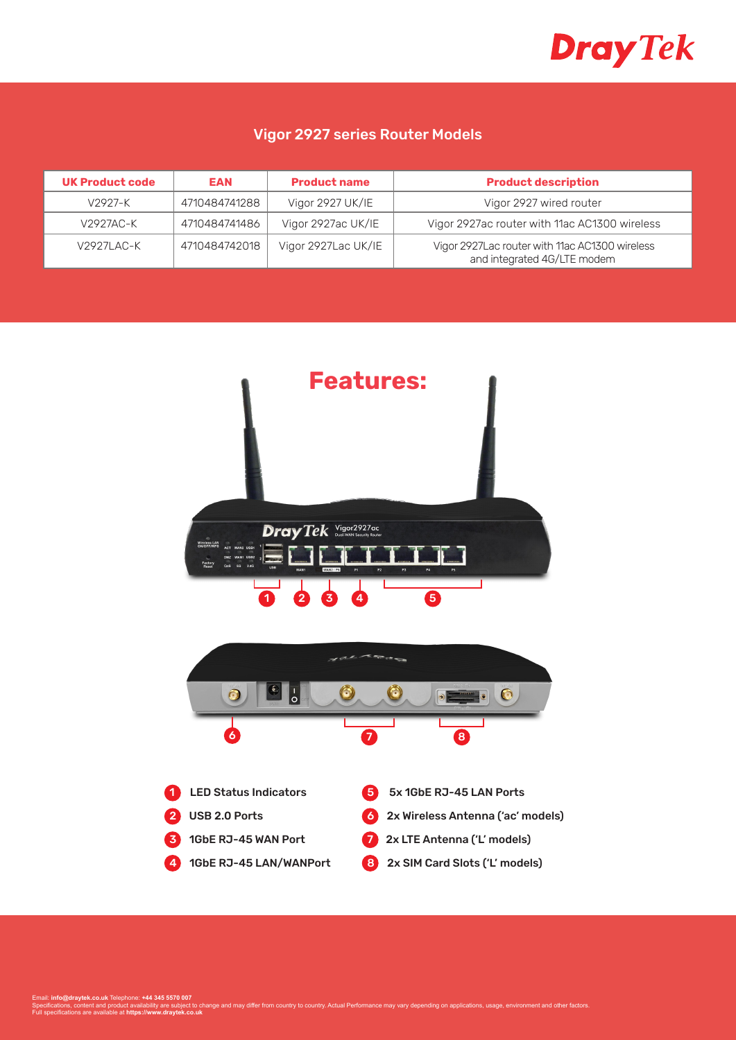# Vigor 2927 series Router Models

| UK Product code | EAN | Product name | Product description |
|---|---|---|---|
| V2927-K | 4710484741288 | Vigor 2927 UK/IE | Vigor 2927 wired router |
| V2927AC-K | 4710484741486 | Vigor 2927ac UK/IE | Vigor 2927ac router with 11ac AC1300 wireless |
| V2927LAC-K | 4710484742018 | Vigor 2927Lac UK/IE | Vigor 2927Lac router with 11ac AC1300 wireless and integrated 4G/LTE modem |

## Features:

1. **LED Status Indicators**
2. **USB 2.0 Ports**
3. **1GbE RJ-45 WAN Port**
4. **1GbE RJ-45 LAN/WANPort**
5. **5x 1GbE RJ-45 LAN Ports**
6. **2x Wireless Antenna ('ac' models)**
7. **2x LTE Antenna ('L' models)**
8. **2x SIM Card Slots ('L' models)**

Email: **info@draytek.co.uk** Telephone: **+44 345 5570 007**
Specifications, content and product availability are subject to change and may differ from country to country. Actual Performance may vary depending on applications, usage, environment and other factors.
Full specifications are available at **https://www.draytek.co.uk**